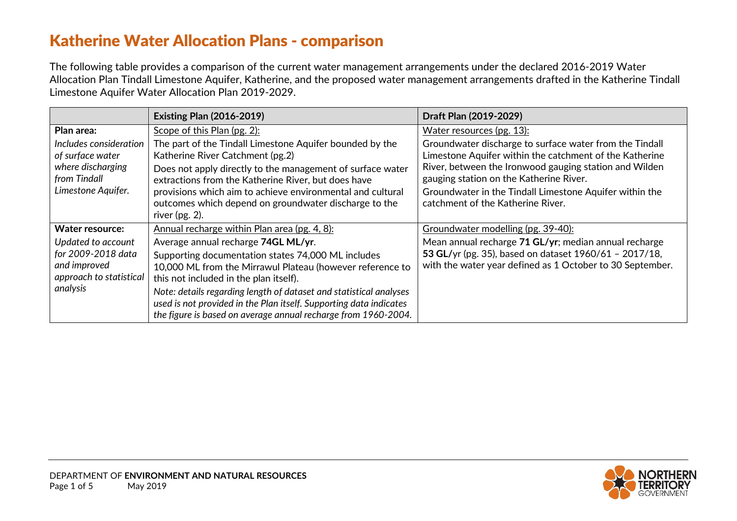# Katherine Water Allocation Plans - comparison

The following table provides a comparison of the current water management arrangements under the declared 2016-2019 Water Allocation Plan Tindall Limestone Aquifer, Katherine, and the proposed water management arrangements drafted in the Katherine Tindall Limestone Aquifer Water Allocation Plan 2019-2029.

| | Existing Plan (2016-2019) | Draft Plan (2019-2029) |
|---|---|---|
| **Plan area:**<br>*Includes consideration of surface water where discharging from Tindall Limestone Aquifer.* | Scope of this Plan (pg. 2):<br>The part of the Tindall Limestone Aquifer bounded by the Katherine River Catchment (pg.2)<br>Does not apply directly to the management of surface water extractions from the Katherine River, but does have provisions which aim to achieve environmental and cultural outcomes which depend on groundwater discharge to the river (pg. 2). | Water resources (pg. 13):<br>Groundwater discharge to surface water from the Tindall Limestone Aquifer within the catchment of the Katherine River, between the Ironwood gauging station and Wilden gauging station on the Katherine River.<br>Groundwater in the Tindall Limestone Aquifer within the catchment of the Katherine River. |
| **Water resource:**<br>*Updated to account for 2009-2018 data and improved approach to statistical analysis* | Annual recharge within Plan area (pg. 4, 8):<br>Average annual recharge **74GL ML/yr**.<br>Supporting documentation states 74,000 ML includes 10,000 ML from the Mirrawul Plateau (however reference to this not included in the plan itself).<br>*Note: details regarding length of dataset and statistical analyses used is not provided in the Plan itself. Supporting data indicates the figure is based on average annual recharge from 1960-2004.* | Groundwater modelling (pg. 39-40):<br>Mean annual recharge **71 GL/yr**; median annual recharge **53 GL**/yr (pg. 35), based on dataset 1960/61 – 2017/18, with the water year defined as 1 October to 30 September. |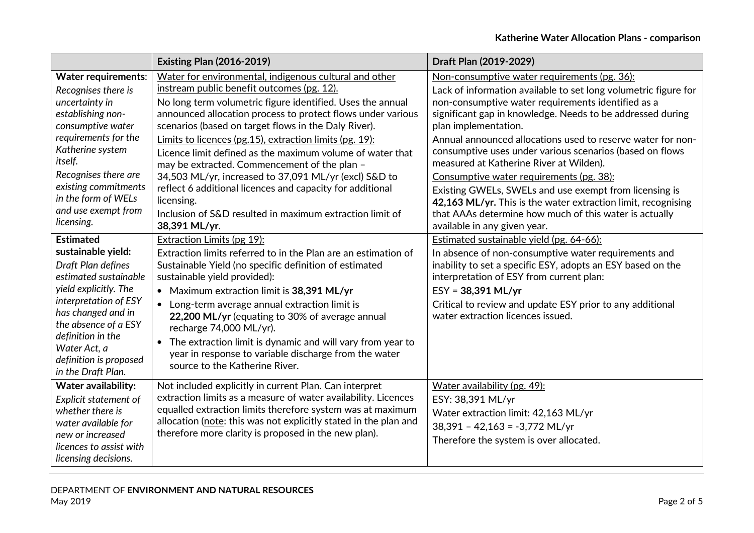| | Existing Plan (2016-2019) | Draft Plan (2019-2029) |
|---|---|---|
| **Water requirements**: *Recognises there is uncertainty in establishing non-consumptive water requirements for the Katherine system itself.* *Recognises there are existing commitments in the form of WELs and use exempt from licensing.* | <u>Water for environmental, indigenous cultural and other instream public benefit outcomes (pg. 12).</u> No long term volumetric figure identified. Uses the annual announced allocation process to protect flows under various scenarios (based on target flows in the Daly River). <u>Limits to licences (pg.15), extraction limits (pg. 19):</u> Licence limit defined as the maximum volume of water that may be extracted. Commencement of the plan – 34,503 ML/yr, increased to 37,091 ML/yr (excl) S&D to reflect 6 additional licences and capacity for additional licensing. Inclusion of S&D resulted in maximum extraction limit of **38,391 ML/yr**. | <u>Non-consumptive water requirements (pg. 36):</u> Lack of information available to set long volumetric figure for non-consumptive water requirements identified as a significant gap in knowledge. Needs to be addressed during plan implementation. Annual announced allocations used to reserve water for non-consumptive uses under various scenarios (based on flows measured at Katherine River at Wilden). <u>Consumptive water requirements (pg. 38):</u> Existing GWELs, SWELs and use exempt from licensing is **42,163 ML/yr.** This is the water extraction limit, recognising that AAAs determine how much of this water is actually available in any given year. |
| **Estimated sustainable yield:** *Draft Plan defines estimated sustainable yield explicitly. The interpretation of ESY has changed and in the absence of a ESY definition in the Water Act, a definition is proposed in the Draft Plan.* | <u>Extraction Limits (pg 19):</u> Extraction limits referred to in the Plan are an estimation of Sustainable Yield (no specific definition of estimated sustainable yield provided): <br>• Maximum extraction limit is **38,391 ML/yr** <br>• Long-term average annual extraction limit is **22,200 ML/yr** (equating to 30% of average annual recharge 74,000 ML/yr). <br>• The extraction limit is dynamic and will vary from year to year in response to variable discharge from the water source to the Katherine River. | <u>Estimated sustainable yield (pg. 64-66):</u> In absence of non-consumptive water requirements and inability to set a specific ESY, adopts an ESY based on the interpretation of ESY from current plan: ESY = **38,391 ML/yr** Critical to review and update ESY prior to any additional water extraction licences issued. |
| **Water availability:** *Explicit statement of whether there is water available for new or increased licences to assist with licensing decisions.* | Not included explicitly in current Plan. Can interpret extraction limits as a measure of water availability. Licences equalled extraction limits therefore system was at maximum allocation (<u>note</u>: this was not explicitly stated in the plan and therefore more clarity is proposed in the new plan). | <u>Water availability (pg. 49):</u> ESY: 38,391 ML/yr <br>Water extraction limit: 42,163 ML/yr <br>38,391 – 42,163 = -3,772 ML/yr <br>Therefore the system is over allocated. |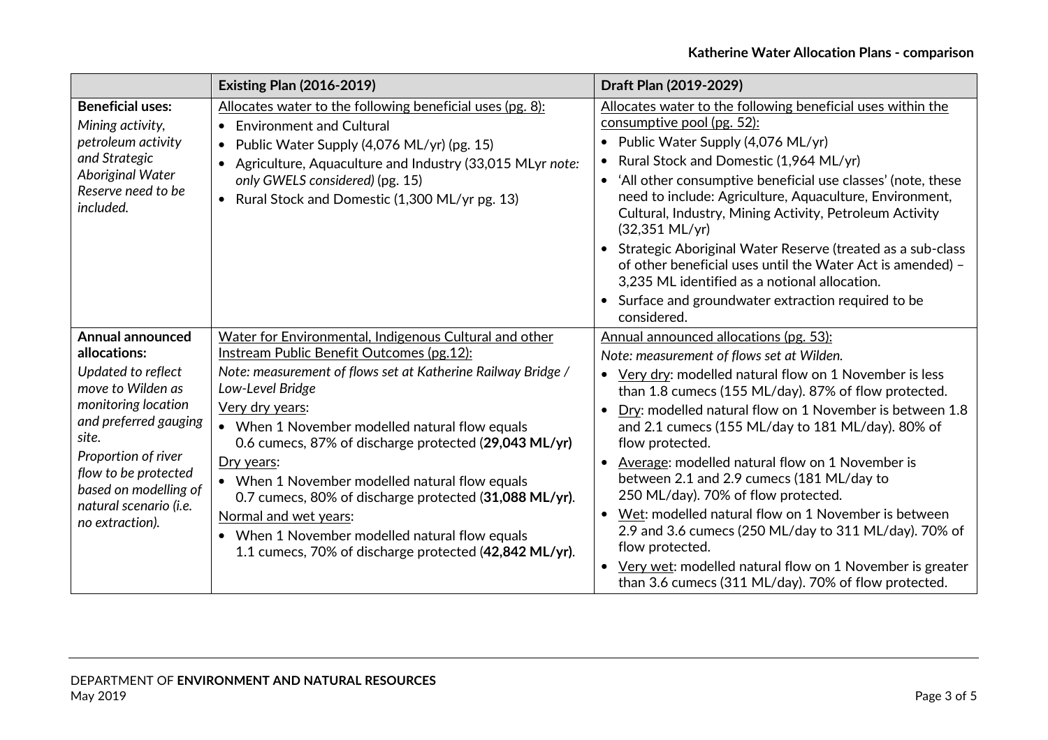| | Existing Plan (2016-2019) | Draft Plan (2019-2029) |
|---|---|---|
| **Beneficial uses:** *Mining activity, petroleum activity and Strategic Aboriginal Water Reserve need to be included.* | Allocates water to the following beneficial uses (pg. 8):<br>• Environment and Cultural<br>• Public Water Supply (4,076 ML/yr) (pg. 15)<br>• Agriculture, Aquaculture and Industry (33,015 MLyr *note: only GWELS considered)* (pg. 15)<br>• Rural Stock and Domestic (1,300 ML/yr pg. 13) | Allocates water to the following beneficial uses within the consumptive pool (pg. 52):<br>• Public Water Supply (4,076 ML/yr)<br>• Rural Stock and Domestic (1,964 ML/yr)<br>• 'All other consumptive beneficial use classes' (note, these need to include: Agriculture, Aquaculture, Environment, Cultural, Industry, Mining Activity, Petroleum Activity (32,351 ML/yr)<br>• Strategic Aboriginal Water Reserve (treated as a sub-class of other beneficial uses until the Water Act is amended) – 3,235 ML identified as a notional allocation.<br>• Surface and groundwater extraction required to be considered. |
| **Annual announced allocations:** *Updated to reflect move to Wilden as monitoring location and preferred gauging site.* *Proportion of river flow to be protected based on modelling of natural scenario (i.e. no extraction).* | Water for Environmental, Indigenous Cultural and other Instream Public Benefit Outcomes (pg.12):<br>*Note: measurement of flows set at Katherine Railway Bridge / Low-Level Bridge*<br>Very dry years:<br>• When 1 November modelled natural flow equals 0.6 cumecs, 87% of discharge protected (**29,043 ML/yr)**<br>Dry years:<br>• When 1 November modelled natural flow equals 0.7 cumecs, 80% of discharge protected (**31,088 ML/yr)**.<br>Normal and wet years:<br>• When 1 November modelled natural flow equals 1.1 cumecs, 70% of discharge protected (**42,842 ML/yr)**. | Annual announced allocations (pg. 53):<br>*Note: measurement of flows set at Wilden.*<br>• Very dry: modelled natural flow on 1 November is less than 1.8 cumecs (155 ML/day). 87% of flow protected.<br>• Dry: modelled natural flow on 1 November is between 1.8 and 2.1 cumecs (155 ML/day to 181 ML/day). 80% of flow protected.<br>• Average: modelled natural flow on 1 November is between 2.1 and 2.9 cumecs (181 ML/day to 250 ML/day). 70% of flow protected.<br>• Wet: modelled natural flow on 1 November is between 2.9 and 3.6 cumecs (250 ML/day to 311 ML/day). 70% of flow protected.<br>• Very wet: modelled natural flow on 1 November is greater than 3.6 cumecs (311 ML/day). 70% of flow protected. |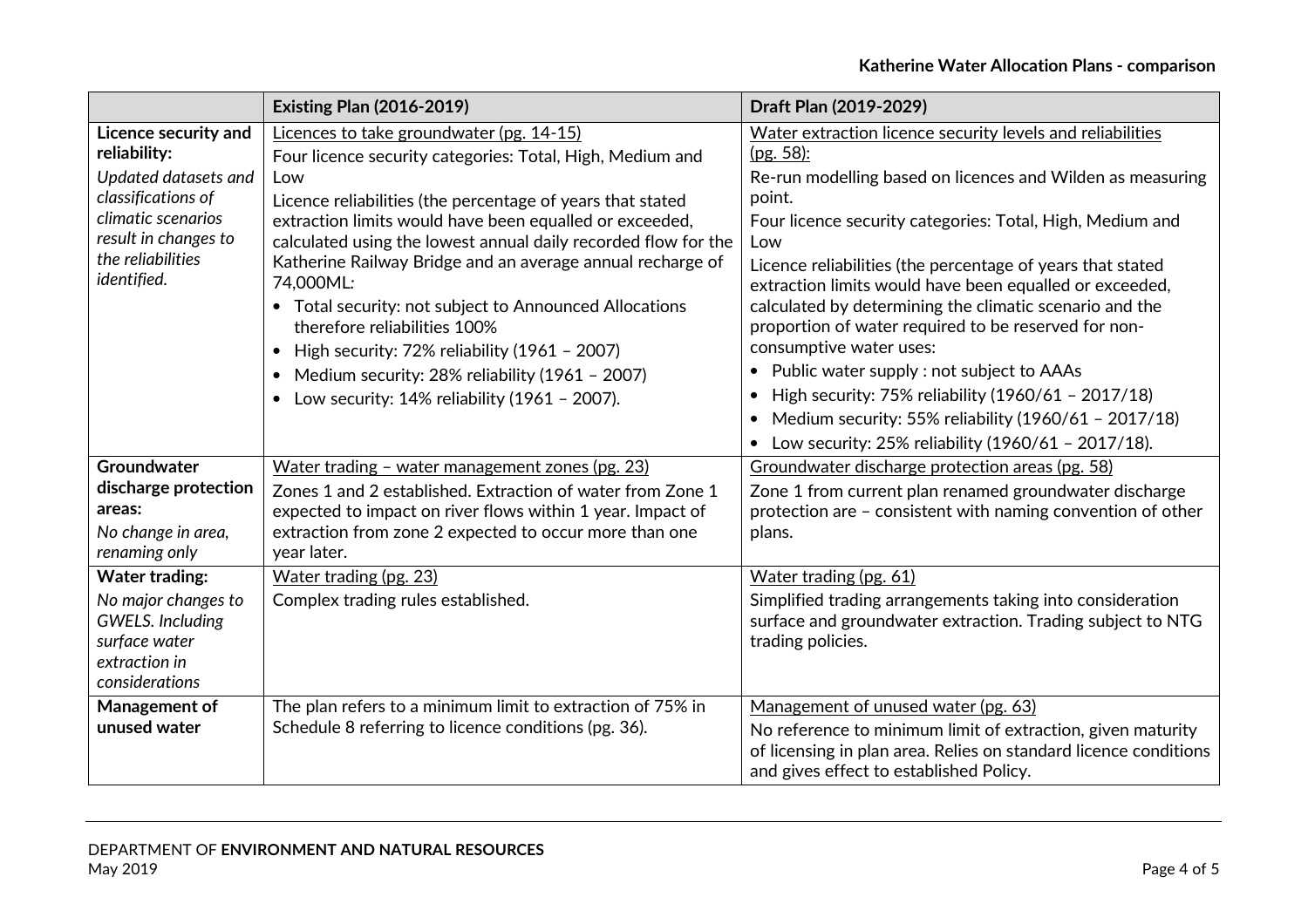| | Existing Plan (2016-2019) | Draft Plan (2019-2029) |
|---|---|---|
| **Licence security and reliability:**<br>*Updated datasets and classifications of climatic scenarios result in changes to the reliabilities identified.* | Licences to take groundwater (pg. 14-15)<br>Four licence security categories: Total, High, Medium and Low<br>Licence reliabilities (the percentage of years that stated extraction limits would have been equalled or exceeded, calculated using the lowest annual daily recorded flow for the Katherine Railway Bridge and an average annual recharge of 74,000ML:<br>• Total security: not subject to Announced Allocations therefore reliabilities 100%<br>• High security: 72% reliability (1961 – 2007)<br>• Medium security: 28% reliability (1961 – 2007)<br>• Low security: 14% reliability (1961 – 2007). | Water extraction licence security levels and reliabilities (pg. 58):<br>Re-run modelling based on licences and Wilden as measuring point.<br>Four licence security categories: Total, High, Medium and Low<br>Licence reliabilities (the percentage of years that stated extraction limits would have been equalled or exceeded, calculated by determining the climatic scenario and the proportion of water required to be reserved for non-consumptive water uses:<br>• Public water supply : not subject to AAAs<br>• High security: 75% reliability (1960/61 – 2017/18)<br>• Medium security: 55% reliability (1960/61 – 2017/18)<br>• Low security: 25% reliability (1960/61 – 2017/18). |
| **Groundwater discharge protection areas:**<br>*No change in area, renaming only* | Water trading – water management zones (pg. 23)<br>Zones 1 and 2 established. Extraction of water from Zone 1 expected to impact on river flows within 1 year. Impact of extraction from zone 2 expected to occur more than one year later. | Groundwater discharge protection areas (pg. 58)<br>Zone 1 from current plan renamed groundwater discharge protection are – consistent with naming convention of other plans. |
| **Water trading:**<br>*No major changes to GWELS. Including surface water extraction in considerations* | Water trading (pg. 23)<br>Complex trading rules established. | Water trading (pg. 61)<br>Simplified trading arrangements taking into consideration surface and groundwater extraction. Trading subject to NTG trading policies. |
| **Management of unused water** | The plan refers to a minimum limit to extraction of 75% in Schedule 8 referring to licence conditions (pg. 36). | Management of unused water (pg. 63)<br>No reference to minimum limit of extraction, given maturity of licensing in plan area. Relies on standard licence conditions and gives effect to established Policy. |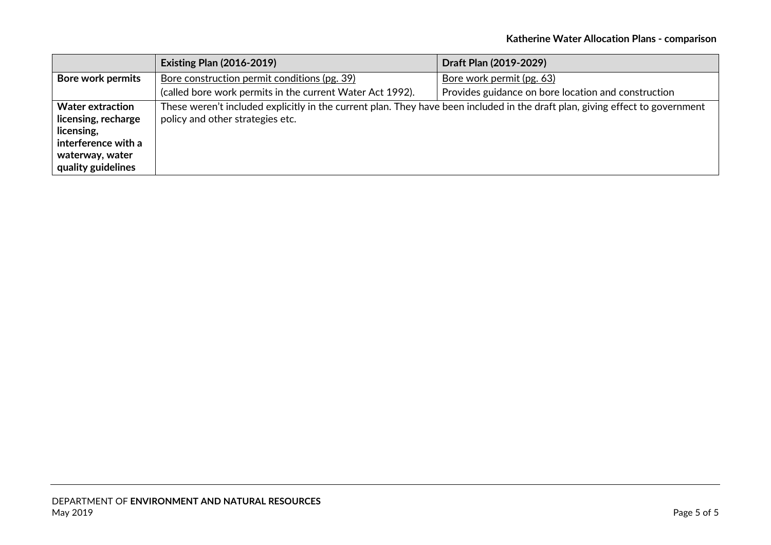| | Existing Plan (2016-2019) | Draft Plan (2019-2029) |
|---|---|---|
| **Bore work permits** | Bore construction permit conditions (pg. 39)<br>(called bore work permits in the current Water Act 1992). | Bore work permit (pg. 63)<br>Provides guidance on bore location and construction |
| **Water extraction licensing, recharge licensing, interference with a waterway, water quality guidelines** | These weren't included explicitly in the current plan. They have been included in the draft plan, giving effect to government policy and other strategies etc. | |

DEPARTMENT OF **ENVIRONMENT AND NATURAL RESOURCES**
May 2019